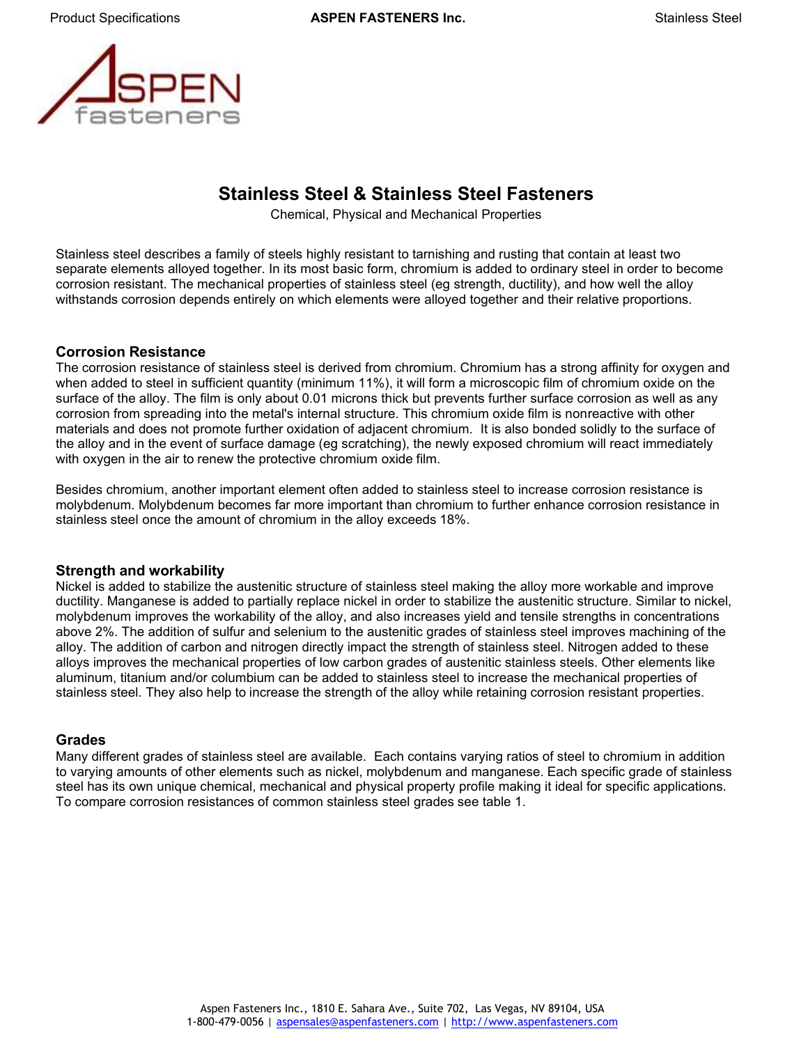# Stainless Steel & Stainless Steel Fasteners

Chemical, Physical and Mechanical Properties

Stainless steel describes a family of steels highly resistant to tarnishing and rusting that contain at least two separate elements alloyed together. In its most basic form, chromium is added to ordinary steel in order to become corrosion resistant. The mechanical properties of stainless steel (eg strength, ductility), and how well the alloy withstands corrosion depends entirely on which elements were alloyed together and their relative proportions.

## Corrosion Resistance

The corrosion resistance of stainless steel is derived from chromium. Chromium has a strong affinity for oxygen and when added to steel in sufficient quantity (minimum 11%), it will form a microscopic film of chromium oxide on the surface of the alloy. The film is only about 0.01 microns thick but prevents further surface corrosion as well as any corrosion from spreading into the metal's internal structure. This chromium oxide film is nonreactive with other materials and does not promote further oxidation of adjacent chromium. It is also bonded solidly to the surface of the alloy and in the event of surface damage (eg scratching), the newly exposed chromium will react immediately with oxygen in the air to renew the protective chromium oxide film.

Besides chromium, another important element often added to stainless steel to increase corrosion resistance is molybdenum. Molybdenum becomes far more important than chromium to further enhance corrosion resistance in stainless steel once the amount of chromium in the alloy exceeds 18%.

## Strength and workability

Nickel is added to stabilize the austenitic structure of stainless steel making the alloy more workable and improve ductility. Manganese is added to partially replace nickel in order to stabilize the austenitic structure. Similar to nickel, molybdenum improves the workability of the alloy, and also increases yield and tensile strengths in concentrations above 2%. The addition of sulfur and selenium to the austenitic grades of stainless steel improves machining of the alloy. The addition of carbon and nitrogen directly impact the strength of stainless steel. Nitrogen added to these alloys improves the mechanical properties of low carbon grades of austenitic stainless steels. Other elements like aluminum, titanium and/or columbium can be added to stainless steel to increase the mechanical properties of stainless steel. They also help to increase the strength of the alloy while retaining corrosion resistant properties.

## Grades

Many different grades of stainless steel are available. Each contains varying ratios of steel to chromium in addition to varying amounts of other elements such as nickel, molybdenum and manganese. Each specific grade of stainless steel has its own unique chemical, mechanical and physical property profile making it ideal for specific applications. To compare corrosion resistances of common stainless steel grades see table 1.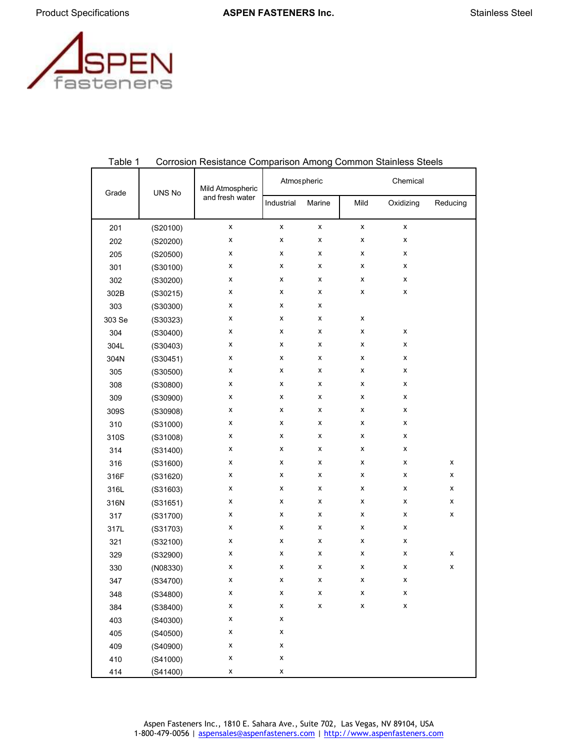Table 1 Corrosion Resistance Comparison Among Common Stainless Steels

| Grade | UNS No | Mild Atmospheric and fresh water | Atmospheric | | Chemical | | |
|---|---|---|---|---|---|---|---|
| | | | Industrial | Marine | Mild | Oxidizing | Reducing |
| 201 | (S20100) | x | x | x | x | x | |
| 202 | (S20200) | x | x | x | x | x | |
| 205 | (S20500) | x | x | x | x | x | |
| 301 | (S30100) | x | x | x | x | x | |
| 302 | (S30200) | x | x | x | x | x | |
| 302B | (S30215) | x | x | x | x | x | |
| 303 | (S30300) | x | x | x | | | |
| 303 Se | (S30323) | x | x | x | x | | |
| 304 | (S30400) | x | x | x | x | x | |
| 304L | (S30403) | x | x | x | x | x | |
| 304N | (S30451) | x | x | x | x | x | |
| 305 | (S30500) | x | x | x | x | x | |
| 308 | (S30800) | x | x | x | x | x | |
| 309 | (S30900) | x | x | x | x | x | |
| 309S | (S30908) | x | x | x | x | x | |
| 310 | (S31000) | x | x | x | x | x | |
| 310S | (S31008) | x | x | x | x | x | |
| 314 | (S31400) | x | x | x | x | x | |
| 316 | (S31600) | x | x | x | x | x | x |
| 316F | (S31620) | x | x | x | x | x | x |
| 316L | (S31603) | x | x | x | x | x | x |
| 316N | (S31651) | x | x | x | x | x | x |
| 317 | (S31700) | x | x | x | x | x | x |
| 317L | (S31703) | x | x | x | x | x | |
| 321 | (S32100) | x | x | x | x | x | |
| 329 | (S32900) | x | x | x | x | x | x |
| 330 | (N08330) | x | x | x | x | x | x |
| 347 | (S34700) | x | x | x | x | x | |
| 348 | (S34800) | x | x | x | x | x | |
| 384 | (S38400) | x | x | x | x | x | |
| 403 | (S40300) | x | x | | | | |
| 405 | (S40500) | x | x | | | | |
| 409 | (S40900) | x | x | | | | |
| 410 | (S41000) | x | x | | | | |
| 414 | (S41400) | x | x | | | | |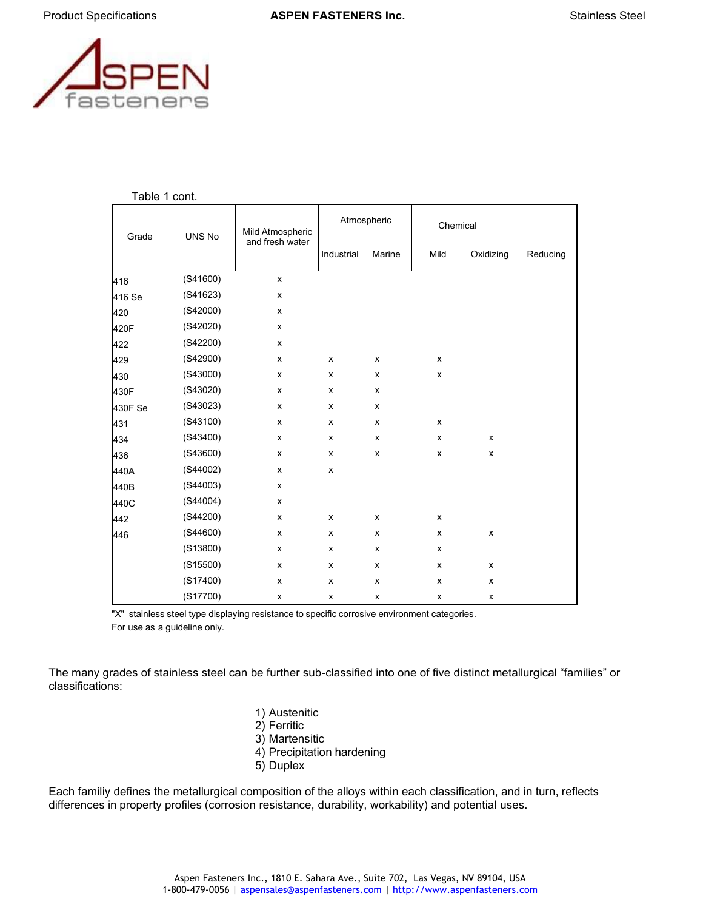Table 1 cont.

| Grade | UNS No | Mild Atmospheric and fresh water | Atmospheric | | Chemical | | |
|---|---|---|---|---|---|---|---|
| | | | Industrial | Marine | Mild | Oxidizing | Reducing |
| 416 | (S41600) | x | | | | | |
| 416 Se | (S41623) | x | | | | | |
| 420 | (S42000) | x | | | | | |
| 420F | (S42020) | x | | | | | |
| 422 | (S42200) | x | | | | | |
| 429 | (S42900) | x | x | x | x | | |
| 430 | (S43000) | x | x | x | x | | |
| 430F | (S43020) | x | x | x | | | |
| 430F Se | (S43023) | x | x | x | | | |
| 431 | (S43100) | x | x | x | x | | |
| 434 | (S43400) | x | x | x | x | x | |
| 436 | (S43600) | x | x | x | x | x | |
| 440A | (S44002) | x | x | | | | |
| 440B | (S44003) | x | | | | | |
| 440C | (S44004) | x | | | | | |
| 442 | (S44200) | x | x | x | x | | |
| 446 | (S44600) | x | x | x | x | x | |
| | (S13800) | x | x | x | x | | |
| | (S15500) | x | x | x | x | x | |
| | (S17400) | x | x | x | x | x | |
| | (S17700) | x | x | x | x | x | |

"X" stainless steel type displaying resistance to specific corrosive environment categories.
For use as a guideline only.

The many grades of stainless steel can be further sub-classified into one of five distinct metallurgical "families" or classifications:

1) Austenitic
2) Ferritic
3) Martensitic
4) Precipitation hardening
5) Duplex

Each familiy defines the metallurgical composition of the alloys within each classification, and in turn, reflects differences in property profiles (corrosion resistance, durability, workability) and potential uses.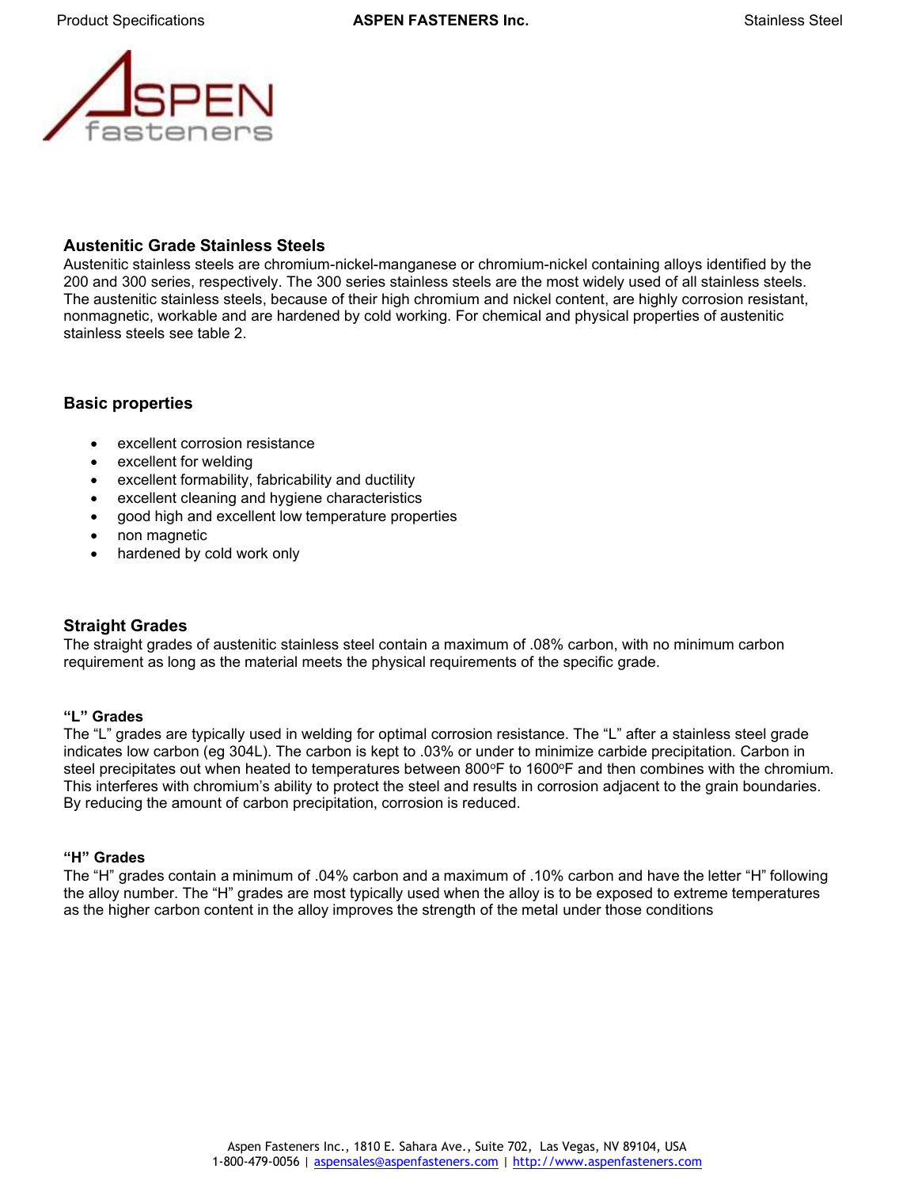## Austenitic Grade Stainless Steels

Austenitic stainless steels are chromium-nickel-manganese or chromium-nickel containing alloys identified by the 200 and 300 series, respectively. The 300 series stainless steels are the most widely used of all stainless steels. The austenitic stainless steels, because of their high chromium and nickel content, are highly corrosion resistant, nonmagnetic, workable and are hardened by cold working. For chemical and physical properties of austenitic stainless steels see table 2.

## Basic properties

- excellent corrosion resistance
- excellent for welding
- excellent formability, fabricability and ductility
- excellent cleaning and hygiene characteristics
- good high and excellent low temperature properties
- non magnetic
- hardened by cold work only

## Straight Grades

The straight grades of austenitic stainless steel contain a maximum of .08% carbon, with no minimum carbon requirement as long as the material meets the physical requirements of the specific grade.

### "L" Grades

The "L" grades are typically used in welding for optimal corrosion resistance. The "L" after a stainless steel grade indicates low carbon (eg 304L). The carbon is kept to .03% or under to minimize carbide precipitation. Carbon in steel precipitates out when heated to temperatures between 800ºF to 1600ºF and then combines with the chromium. This interferes with chromium's ability to protect the steel and results in corrosion adjacent to the grain boundaries. By reducing the amount of carbon precipitation, corrosion is reduced.

### "H" Grades

The "H" grades contain a minimum of .04% carbon and a maximum of .10% carbon and have the letter "H" following the alloy number. The "H" grades are most typically used when the alloy is to be exposed to extreme temperatures as the higher carbon content in the alloy improves the strength of the metal under those conditions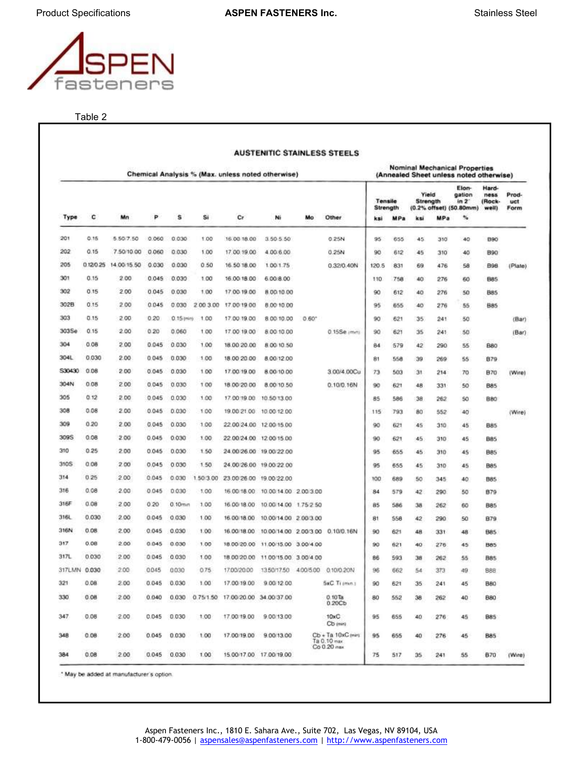Table 2

## AUSTENITIC STAINLESS STEELS

| | Chemical Analysis % (Max. unless noted otherwise) | | | | | | | | | Nominal Mechanical Properties (Annealed Sheet unless noted otherwise) | | | | | | |
|---|---|---|---|---|---|---|---|---|---|---|---|---|---|---|---|---|
| | | | | | | | | | | Tensile Strength | | Yield Strength (0.2% offset) | | Elongation in 2" (50.80mm) | Hardness (Rockwell) | Product Form |
| Type | C | Mn | P | S | Si | Cr | Ni | Mo | Other | ksi | MPa | ksi | MPa | % | | |
| 201 | 0.15 | 5.50/7.50 | 0.060 | 0.030 | 1.00 | 16.00/18.00 | 3.50/5.50 | | 0.25N | 95 | 655 | 45 | 310 | 40 | B90 | |
| 202 | 0.15 | 7.50/10.00 | 0.060 | 0.030 | 1.00 | 17.00/19.00 | 4.00/6.00 | | 0.25N | 90 | 612 | 45 | 310 | 40 | B90 | |
| 205 | 0.12/0.25 | 14.00/15.50 | 0.030 | 0.030 | 0.50 | 16.50/18.00 | 1.00/1.75 | | 0.32/0.40N | 120.5 | 831 | 69 | 476 | 58 | B98 | (Plate) |
| 301 | 0.15 | 2.00 | 0.045 | 0.030 | 1.00 | 16.00/18.00 | 6.00/8.00 | | | 110 | 758 | 40 | 276 | 60 | B85 | |
| 302 | 0.15 | 2.00 | 0.045 | 0.030 | 1.00 | 17.00/19.00 | 8.00/10.00 | | | 90 | 612 | 40 | 276 | 50 | B85 | |
| 302B | 0.15 | 2.00 | 0.045 | 0.030 | 2.00/3.00 | 17.00/19.00 | 8.00/10.00 | | | 95 | 655 | 40 | 276 | 55 | B85 | |
| 303 | 0.15 | 2.00 | 0.20 | 0.15 (min) | 1.00 | 17.00/19.00 | 8.00/10.00 | 0.60* | | 90 | 621 | 35 | 241 | 50 | | (Bar) |
| 303Se | 0.15 | 2.00 | 0.20 | 0.060 | 1.00 | 17.00/19.00 | 8.00/10.00 | | 0.15Se (min) | 90 | 621 | 35 | 241 | 50 | | (Bar) |
| 304 | 0.08 | 2.00 | 0.045 | 0.030 | 1.00 | 18.00/20.00 | 8.00/10.50 | | | 84 | 579 | 42 | 290 | 55 | B80 | |
| 304L | 0.030 | 2.00 | 0.045 | 0.030 | 1.00 | 18.00/20.00 | 8.00/12.00 | | | 81 | 558 | 39 | 269 | 55 | B79 | |
| S30430 | 0.08 | 2.00 | 0.045 | 0.030 | 1.00 | 17.00/19.00 | 8.00/10.00 | | 3.00/4.00Cu | 73 | 503 | 31 | 214 | 70 | B70 | (Wire) |
| 304N | 0.08 | 2.00 | 0.045 | 0.030 | 1.00 | 18.00/20.00 | 8.00/10.50 | | 0.10/0.16N | 90 | 621 | 48 | 331 | 50 | B85 | |
| 305 | 0.12 | 2.00 | 0.045 | 0.030 | 1.00 | 17.00/19.00 | 10.50/13.00 | | | 85 | 586 | 38 | 262 | 50 | B80 | |
| 308 | 0.08 | 2.00 | 0.045 | 0.030 | 1.00 | 19.00/21.00 | 10.00/12.00 | | | 115 | 793 | 80 | 552 | 40 | | (Wire) |
| 309 | 0.20 | 2.00 | 0.045 | 0.030 | 1.00 | 22.00/24.00 | 12.00/15.00 | | | 90 | 621 | 45 | 310 | 45 | B85 | |
| 309S | 0.08 | 2.00 | 0.045 | 0.030 | 1.00 | 22.00/24.00 | 12.00/15.00 | | | 90 | 621 | 45 | 310 | 45 | B85 | |
| 310 | 0.25 | 2.00 | 0.045 | 0.030 | 1.50 | 24.00/26.00 | 19.00/22.00 | | | 95 | 655 | 45 | 310 | 45 | B85 | |
| 310S | 0.08 | 2.00 | 0.045 | 0.030 | 1.50 | 24.00/26.00 | 19.00/22.00 | | | 95 | 655 | 45 | 310 | 45 | B85 | |
| 314 | 0.25 | 2.00 | 0.045 | 0.030 | 1.50/3.00 | 23.00/26.00 | 19.00/22.00 | | | 100 | 689 | 50 | 345 | 40 | B85 | |
| 316 | 0.08 | 2.00 | 0.045 | 0.030 | 1.00 | 16.00/18.00 | 10.00/14.00 | 2.00/3.00 | | 84 | 579 | 42 | 290 | 50 | B79 | |
| 316F | 0.08 | 2.00 | 0.20 | 0.10min | 1.00 | 16.00/18.00 | 10.00/14.00 | 1.75/2.50 | | 85 | 586 | 38 | 262 | 60 | B85 | |
| 316L | 0.030 | 2.00 | 0.045 | 0.030 | 1.00 | 16.00/18.00 | 10.00/14.00 | 2.00/3.00 | | 81 | 558 | 42 | 290 | 50 | B79 | |
| 316N | 0.08 | 2.00 | 0.045 | 0.030 | 1.00 | 16.00/18.00 | 10.00/14.00 | 2.00/3.00 | 0.10/0.16N | 90 | 621 | 48 | 331 | 48 | B85 | |
| 317 | 0.08 | 2.00 | 0.045 | 0.030 | 1.00 | 18.00/20.00 | 11.00/15.00 | 3.00/4.00 | | 90 | 621 | 40 | 276 | 45 | B85 | |
| 317L | 0.030 | 2.00 | 0.045 | 0.030 | 1.00 | 18.00/20.00 | 11.00/15.00 | 3.00/4.00 | | 86 | 593 | 38 | 262 | 55 | B85 | |
| 317LMN | 0.030 | 2.00 | 0.045 | 0.030 | 0.75 | 17.00/20.00 | 13.50/17.50 | 4.00/5.00 | 0.10/0.20N | 96 | 662 | 54 | 373 | 49 | B88 | |
| 321 | 0.08 | 2.00 | 0.045 | 0.030 | 1.00 | 17.00/19.00 | 9.00/12.00 | | 5xC Ti (min) | 90 | 621 | 35 | 241 | 45 | B80 | |
| 330 | 0.08 | 2.00 | 0.040 | 0.030 | 0.75/1.50 | 17.00/20.00 | 34.00/37.00 | | 0.10Ta 0.20Cb | 80 | 552 | 38 | 262 | 40 | B80 | |
| 347 | 0.08 | 2.00 | 0.045 | 0.030 | 1.00 | 17.00/19.00 | 9.00/13.00 | | 10xC Cb (min) | 95 | 655 | 40 | 276 | 45 | B85 | |
| 348 | 0.08 | 2.00 | 0.045 | 0.030 | 1.00 | 17.00/19.00 | 9.00/13.00 | | Cb + Ta 10xC (min) Ta 0.10 max Co 0.20 max | 95 | 655 | 40 | 276 | 45 | B85 | |
| 384 | 0.08 | 2.00 | 0.045 | 0.030 | 1.00 | 15.00/17.00 | 17.00/19.00 | | | 75 | 517 | 35 | 241 | 55 | B70 | (Wire) |

\* May be added at manufacturer's option.

Aspen Fasteners Inc., 1810 E. Sahara Ave., Suite 702, Las Vegas, NV 89104, USA
1-800-479-0056 | aspensales@aspenfasteners.com | http://www.aspenfasteners.com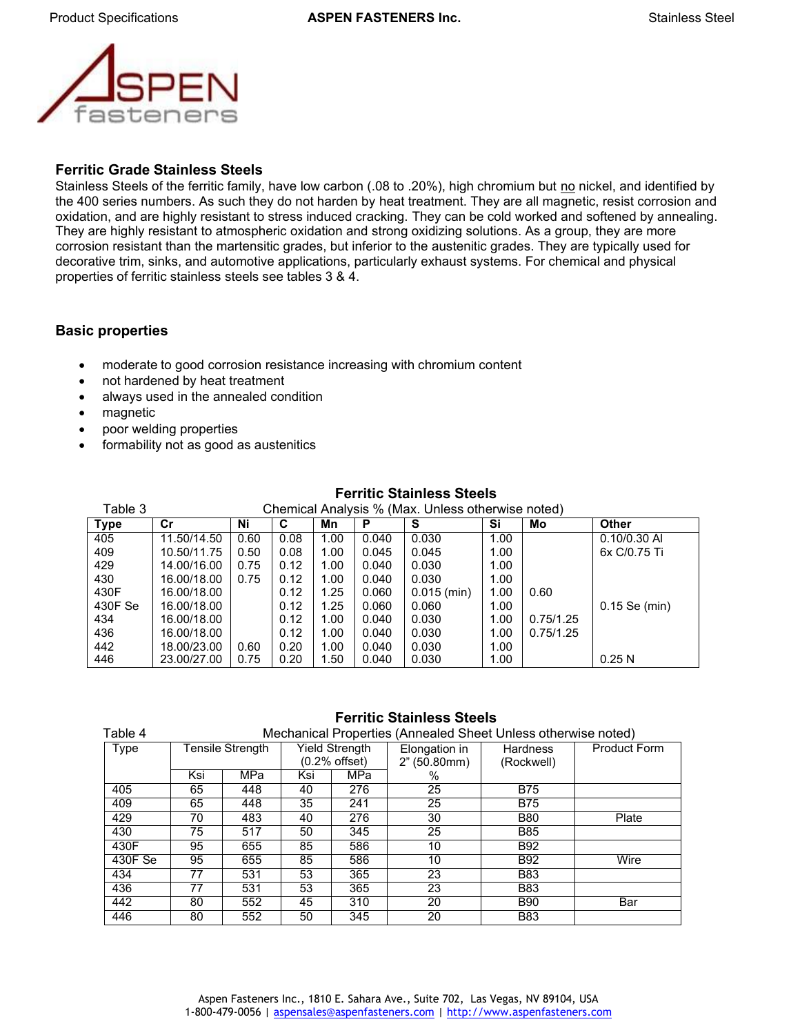## Ferritic Grade Stainless Steels

Stainless Steels of the ferritic family, have low carbon (.08 to .20%), high chromium but no nickel, and identified by the 400 series numbers. As such they do not harden by heat treatment. They are all magnetic, resist corrosion and oxidation, and are highly resistant to stress induced cracking. They can be cold worked and softened by annealing. They are highly resistant to atmospheric oxidation and strong oxidizing solutions. As a group, they are more corrosion resistant than the martensitic grades, but inferior to the austenitic grades. They are typically used for decorative trim, sinks, and automotive applications, particularly exhaust systems. For chemical and physical properties of ferritic stainless steels see tables 3 & 4.

## Basic properties

- moderate to good corrosion resistance increasing with chromium content
- not hardened by heat treatment
- always used in the annealed condition
- magnetic
- poor welding properties
- formability not as good as austenitics

### Ferritic Stainless Steels

Table 3 — Chemical Analysis % (Max. Unless otherwise noted)

| Type | Cr | Ni | C | Mn | P | S | Si | Mo | Other |
|---|---|---|---|---|---|---|---|---|---|
| 405 | 11.50/14.50 | 0.60 | 0.08 | 1.00 | 0.040 | 0.030 | 1.00 | | 0.10/0.30 Al |
| 409 | 10.50/11.75 | 0.50 | 0.08 | 1.00 | 0.045 | 0.045 | 1.00 | | 6x C/0.75 Ti |
| 429 | 14.00/16.00 | 0.75 | 0.12 | 1.00 | 0.040 | 0.030 | 1.00 | | |
| 430 | 16.00/18.00 | 0.75 | 0.12 | 1.00 | 0.040 | 0.030 | 1.00 | | |
| 430F | 16.00/18.00 | | 0.12 | 1.25 | 0.060 | 0.015 (min) | 1.00 | 0.60 | |
| 430F Se | 16.00/18.00 | | 0.12 | 1.25 | 0.060 | 0.060 | 1.00 | | 0.15 Se (min) |
| 434 | 16.00/18.00 | | 0.12 | 1.00 | 0.040 | 0.030 | 1.00 | 0.75/1.25 | |
| 436 | 16.00/18.00 | | 0.12 | 1.00 | 0.040 | 0.030 | 1.00 | 0.75/1.25 | |
| 442 | 18.00/23.00 | 0.60 | 0.20 | 1.00 | 0.040 | 0.030 | 1.00 | | |
| 446 | 23.00/27.00 | 0.75 | 0.20 | 1.50 | 0.040 | 0.030 | 1.00 | | 0.25 N |

### Ferritic Stainless Steels

Table 4 — Mechanical Properties (Annealed Sheet Unless otherwise noted)

| Type | Tensile Strength | | Yield Strength (0.2% offset) | | Elongation in 2" (50.80mm) | Hardness (Rockwell) | Product Form |
|---|---|---|---|---|---|---|---|
| | Ksi | MPa | Ksi | MPa | % | | |
| 405 | 65 | 448 | 40 | 276 | 25 | B75 | |
| 409 | 65 | 448 | 35 | 241 | 25 | B75 | |
| 429 | 70 | 483 | 40 | 276 | 30 | B80 | Plate |
| 430 | 75 | 517 | 50 | 345 | 25 | B85 | |
| 430F | 95 | 655 | 85 | 586 | 10 | B92 | |
| 430F Se | 95 | 655 | 85 | 586 | 10 | B92 | Wire |
| 434 | 77 | 531 | 53 | 365 | 23 | B83 | |
| 436 | 77 | 531 | 53 | 365 | 23 | B83 | |
| 442 | 80 | 552 | 45 | 310 | 20 | B90 | Bar |
| 446 | 80 | 552 | 50 | 345 | 20 | B83 | |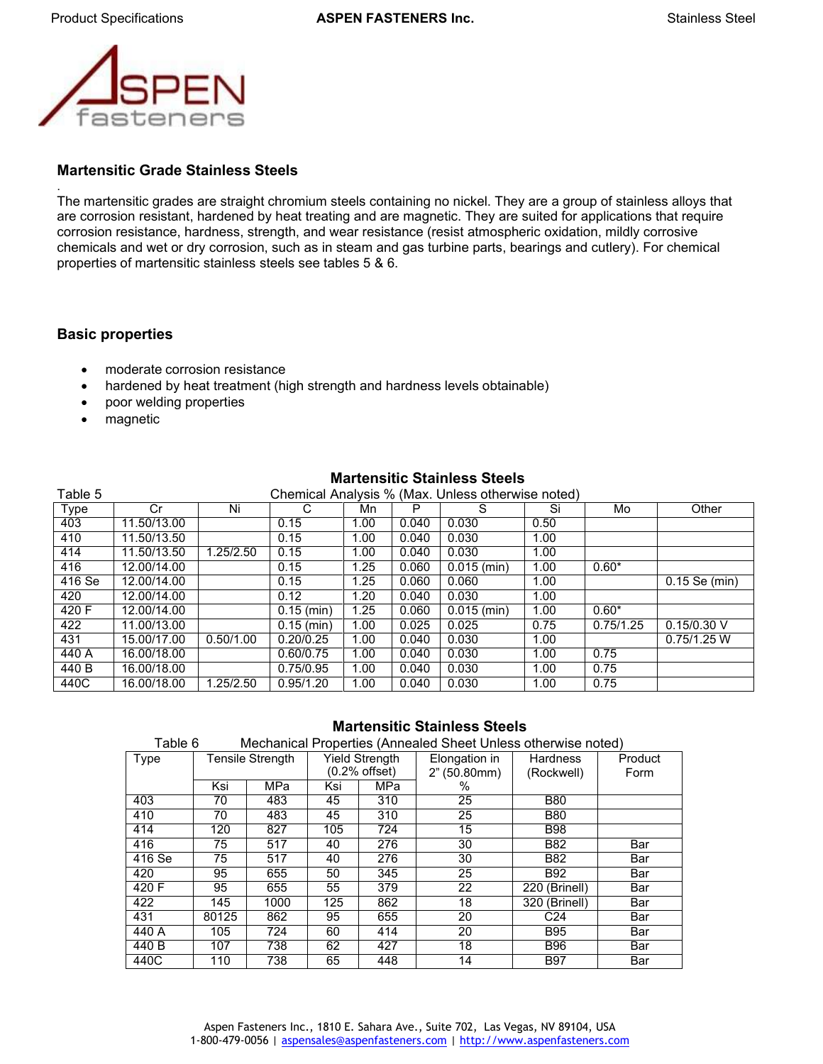## Martensitic Grade Stainless Steels

.

The martensitic grades are straight chromium steels containing no nickel. They are a group of stainless alloys that are corrosion resistant, hardened by heat treating and are magnetic. They are suited for applications that require corrosion resistance, hardness, strength, and wear resistance (resist atmospheric oxidation, mildly corrosive chemicals and wet or dry corrosion, such as in steam and gas turbine parts, bearings and cutlery). For chemical properties of martensitic stainless steels see tables 5 & 6.

## Basic properties

- moderate corrosion resistance
- hardened by heat treatment (high strength and hardness levels obtainable)
- poor welding properties
- magnetic

**Martensitic Stainless Steels**

Table 5 — Chemical Analysis % (Max. Unless otherwise noted)

| Type | Cr | Ni | C | Mn | P | S | Si | Mo | Other |
|---|---|---|---|---|---|---|---|---|---|
| 403 | 11.50/13.00 | | 0.15 | 1.00 | 0.040 | 0.030 | 0.50 | | |
| 410 | 11.50/13.50 | | 0.15 | 1.00 | 0.040 | 0.030 | 1.00 | | |
| 414 | 11.50/13.50 | 1.25/2.50 | 0.15 | 1.00 | 0.040 | 0.030 | 1.00 | | |
| 416 | 12.00/14.00 | | 0.15 | 1.25 | 0.060 | 0.015 (min) | 1.00 | 0.60* | |
| 416 Se | 12.00/14.00 | | 0.15 | 1.25 | 0.060 | 0.060 | 1.00 | | 0.15 Se (min) |
| 420 | 12.00/14.00 | | 0.12 | 1.20 | 0.040 | 0.030 | 1.00 | | |
| 420 F | 12.00/14.00 | | 0.15 (min) | 1.25 | 0.060 | 0.015 (min) | 1.00 | 0.60* | |
| 422 | 11.00/13.00 | | 0.15 (min) | 1.00 | 0.025 | 0.025 | 0.75 | 0.75/1.25 | 0.15/0.30 V |
| 431 | 15.00/17.00 | 0.50/1.00 | 0.20/0.25 | 1.00 | 0.040 | 0.030 | 1.00 | | 0.75/1.25 W |
| 440 A | 16.00/18.00 | | 0.60/0.75 | 1.00 | 0.040 | 0.030 | 1.00 | 0.75 | |
| 440 B | 16.00/18.00 | | 0.75/0.95 | 1.00 | 0.040 | 0.030 | 1.00 | 0.75 | |
| 440C | 16.00/18.00 | 1.25/2.50 | 0.95/1.20 | 1.00 | 0.040 | 0.030 | 1.00 | 0.75 | |

**Martensitic Stainless Steels**

Table 6 — Mechanical Properties (Annealed Sheet Unless otherwise noted)

| Type | Tensile Strength | | Yield Strength (0.2% offset) | | Elongation in 2" (50.80mm) | Hardness (Rockwell) | Product Form |
|---|---|---|---|---|---|---|---|
| | Ksi | MPa | Ksi | MPa | % | | |
| 403 | 70 | 483 | 45 | 310 | 25 | B80 | |
| 410 | 70 | 483 | 45 | 310 | 25 | B80 | |
| 414 | 120 | 827 | 105 | 724 | 15 | B98 | |
| 416 | 75 | 517 | 40 | 276 | 30 | B82 | Bar |
| 416 Se | 75 | 517 | 40 | 276 | 30 | B82 | Bar |
| 420 | 95 | 655 | 50 | 345 | 25 | B92 | Bar |
| 420 F | 95 | 655 | 55 | 379 | 22 | 220 (Brinell) | Bar |
| 422 | 145 | 1000 | 125 | 862 | 18 | 320 (Brinell) | Bar |
| 431 | 80125 | 862 | 95 | 655 | 20 | C24 | Bar |
| 440 A | 105 | 724 | 60 | 414 | 20 | B95 | Bar |
| 440 B | 107 | 738 | 62 | 427 | 18 | B96 | Bar |
| 440C | 110 | 738 | 65 | 448 | 14 | B97 | Bar |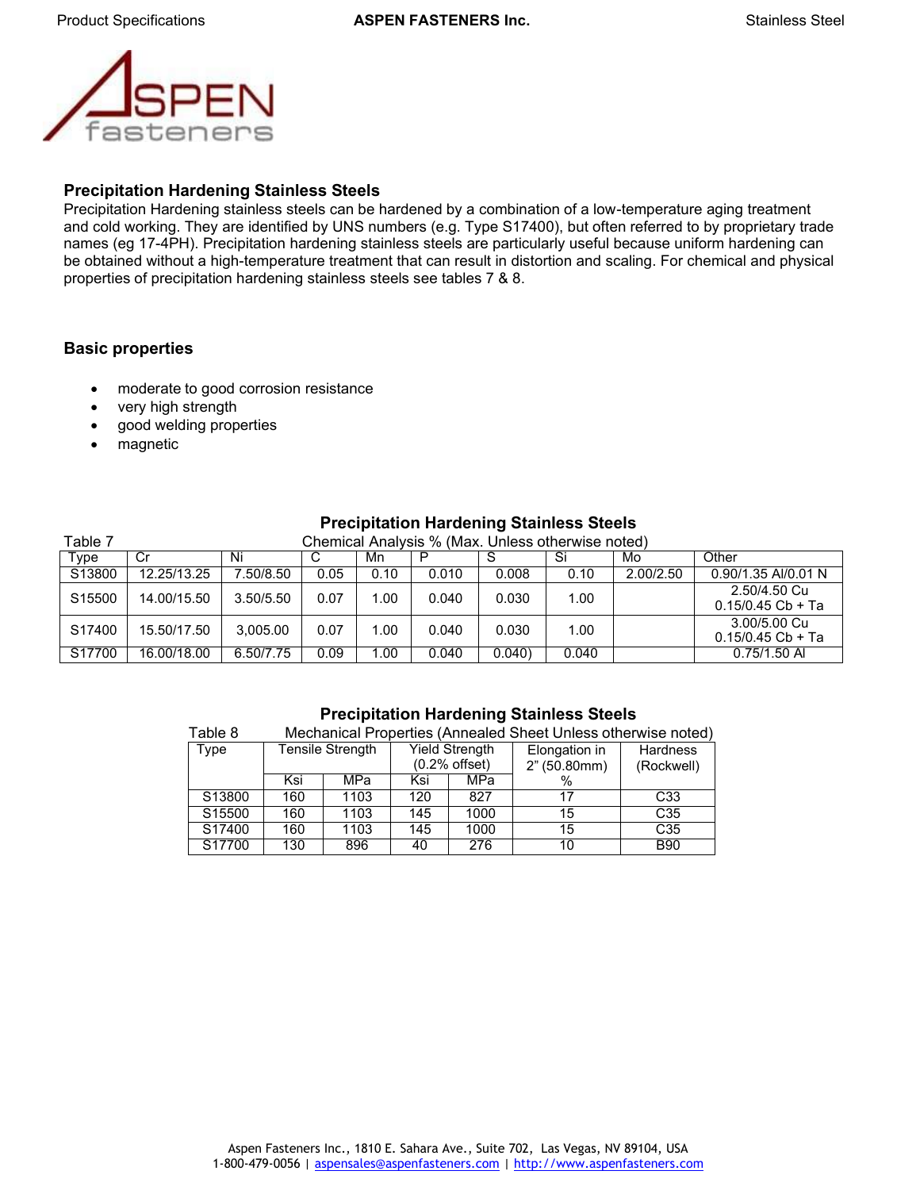## Precipitation Hardening Stainless Steels

Precipitation Hardening stainless steels can be hardened by a combination of a low-temperature aging treatment and cold working. They are identified by UNS numbers (e.g. Type S17400), but often referred to by proprietary trade names (eg 17-4PH). Precipitation hardening stainless steels are particularly useful because uniform hardening can be obtained without a high-temperature treatment that can result in distortion and scaling. For chemical and physical properties of precipitation hardening stainless steels see tables 7 & 8.

## Basic properties

- moderate to good corrosion resistance
- very high strength
- good welding properties
- magnetic

### Precipitation Hardening Stainless Steels

Table 7 — Chemical Analysis % (Max. Unless otherwise noted)

| Type | Cr | Ni | C | Mn | P | S | Si | Mo | Other |
|---|---|---|---|---|---|---|---|---|---|
| S13800 | 12.25/13.25 | 7.50/8.50 | 0.05 | 0.10 | 0.010 | 0.008 | 0.10 | 2.00/2.50 | 0.90/1.35 Al/0.01 N |
| S15500 | 14.00/15.50 | 3.50/5.50 | 0.07 | 1.00 | 0.040 | 0.030 | 1.00 | | 2.50/4.50 Cu 0.15/0.45 Cb + Ta |
| S17400 | 15.50/17.50 | 3,005.00 | 0.07 | 1.00 | 0.040 | 0.030 | 1.00 | | 3.00/5.00 Cu 0.15/0.45 Cb + Ta |
| S17700 | 16.00/18.00 | 6.50/7.75 | 0.09 | 1.00 | 0.040 | 0.040) | 0.040 | | 0.75/1.50 Al |

### Precipitation Hardening Stainless Steels

Table 8 — Mechanical Properties (Annealed Sheet Unless otherwise noted)

| Type | Tensile Strength | | Yield Strength (0.2% offset) | | Elongation in 2" (50.80mm) | Hardness (Rockwell) |
|---|---|---|---|---|---|---|
| | Ksi | MPa | Ksi | MPa | % | |
| S13800 | 160 | 1103 | 120 | 827 | 17 | C33 |
| S15500 | 160 | 1103 | 145 | 1000 | 15 | C35 |
| S17400 | 160 | 1103 | 145 | 1000 | 15 | C35 |
| S17700 | 130 | 896 | 40 | 276 | 10 | B90 |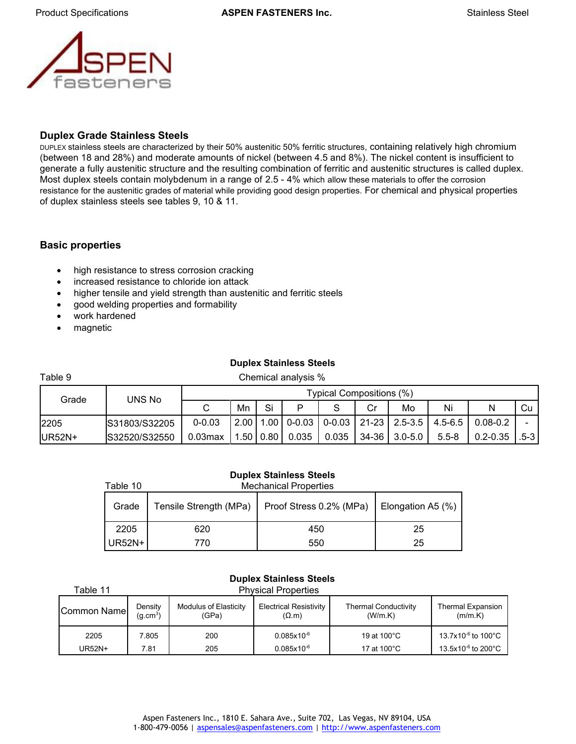## Duplex Grade Stainless Steels

DUPLEX stainless steels are characterized by their 50% austenitic 50% ferritic structures, containing relatively high chromium (between 18 and 28%) and moderate amounts of nickel (between 4.5 and 8%). The nickel content is insufficient to generate a fully austenitic structure and the resulting combination of ferritic and austenitic structures is called duplex. Most duplex steels contain molybdenum in a range of 2.5 - 4% which allow these materials to offer the corrosion resistance for the austenitic grades of material while providing good design properties. For chemical and physical properties of duplex stainless steels see tables 9, 10 & 11.

## Basic properties

- high resistance to stress corrosion cracking
- increased resistance to chloride ion attack
- higher tensile and yield strength than austenitic and ferritic steels
- good welding properties and formability
- work hardened
- magnetic

**Duplex Stainless Steels**

Table 9 — Chemical analysis %

| Grade | UNS No | Typical Compositions (%) | | | | | | | | | |
|---|---|---|---|---|---|---|---|---|---|---|---|
| | | C | Mn | Si | P | S | Cr | Mo | Ni | N | Cu |
| 2205 | S31803/S32205 | 0-0.03 | 2.00 | 1.00 | 0-0.03 | 0-0.03 | 21-23 | 2.5-3.5 | 4.5-6.5 | 0.08-0.2 | - |
| UR52N+ | S32520/S32550 | 0.03max | 1.50 | 0.80 | 0.035 | 0.035 | 34-36 | 3.0-5.0 | 5.5-8 | 0.2-0.35 | .5-3 |

**Duplex Stainless Steels**

Table 10 — Mechanical Properties

| Grade | Tensile Strength (MPa) | Proof Stress 0.2% (MPa) | Elongation A5 (%) |
|---|---|---|---|
| 2205 | 620 | 450 | 25 |
| UR52N+ | 770 | 550 | 25 |

**Duplex Stainless Steels**

Table 11 — Physical Properties

| Common Name | Density (g.cm$^3$) | Modulus of Elasticity (GPa) | Electrical Resistivity (Ω.m) | Thermal Conductivity (W/m.K) | Thermal Expansion (m/m.K) |
|---|---|---|---|---|---|
| 2205 | 7.805 | 200 | $0.085 \times 10^{-6}$ | 19 at 100°C | $13.7 \times 10^{-6}$ to 100°C |
| UR52N+ | 7.81 | 205 | $0.085 \times 10^{-6}$ | 17 at 100°C | $13.5 \times 10^{-6}$ to 200°C |

Aspen Fasteners Inc., 1810 E. Sahara Ave., Suite 702, Las Vegas, NV 89104, USA
1-800-479-0056 | aspensales@aspenfasteners.com | http://www.aspenfasteners.com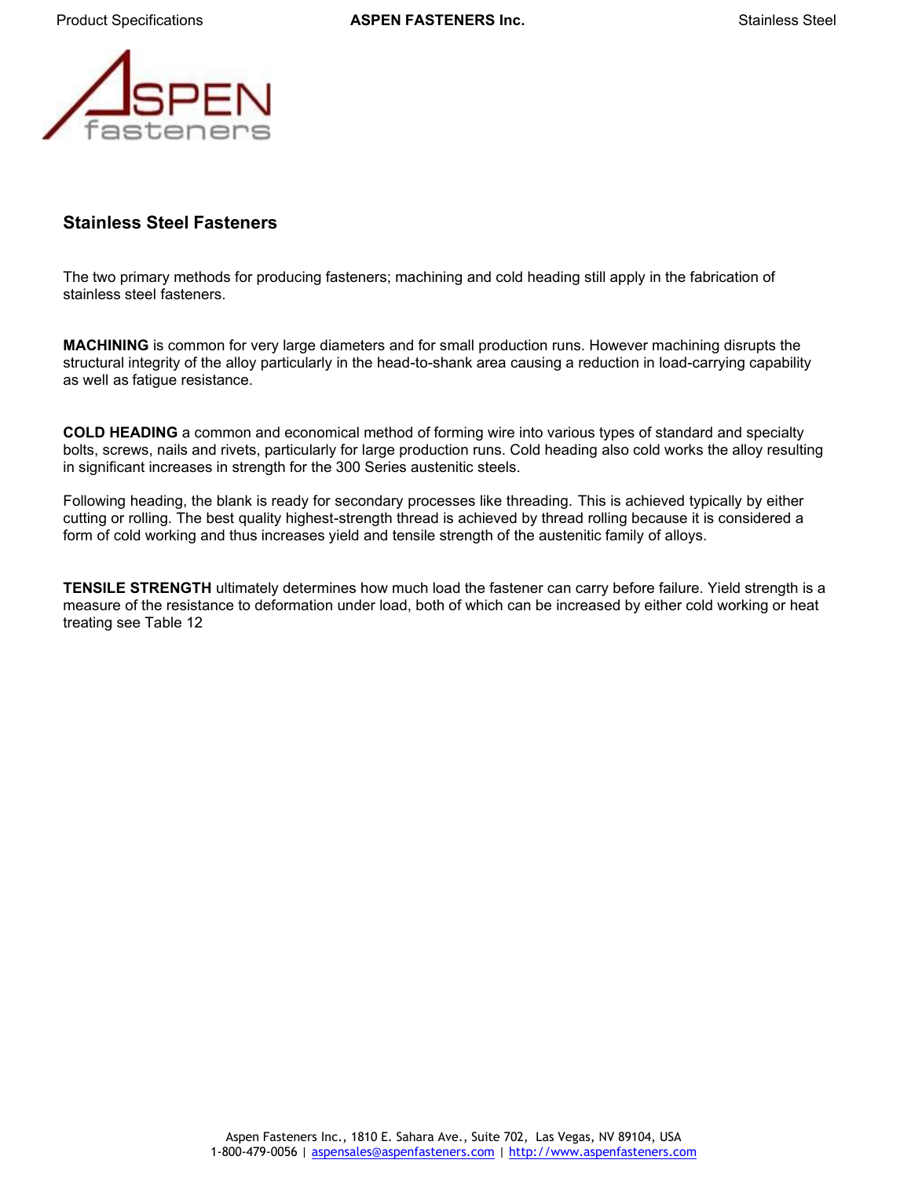## Stainless Steel Fasteners

The two primary methods for producing fasteners; machining and cold heading still apply in the fabrication of stainless steel fasteners.

**MACHINING** is common for very large diameters and for small production runs. However machining disrupts the structural integrity of the alloy particularly in the head-to-shank area causing a reduction in load-carrying capability as well as fatigue resistance.

**COLD HEADING** a common and economical method of forming wire into various types of standard and specialty bolts, screws, nails and rivets, particularly for large production runs. Cold heading also cold works the alloy resulting in significant increases in strength for the 300 Series austenitic steels.

Following heading, the blank is ready for secondary processes like threading. This is achieved typically by either cutting or rolling. The best quality highest-strength thread is achieved by thread rolling because it is considered a form of cold working and thus increases yield and tensile strength of the austenitic family of alloys.

**TENSILE STRENGTH** ultimately determines how much load the fastener can carry before failure. Yield strength is a measure of the resistance to deformation under load, both of which can be increased by either cold working or heat treating see Table 12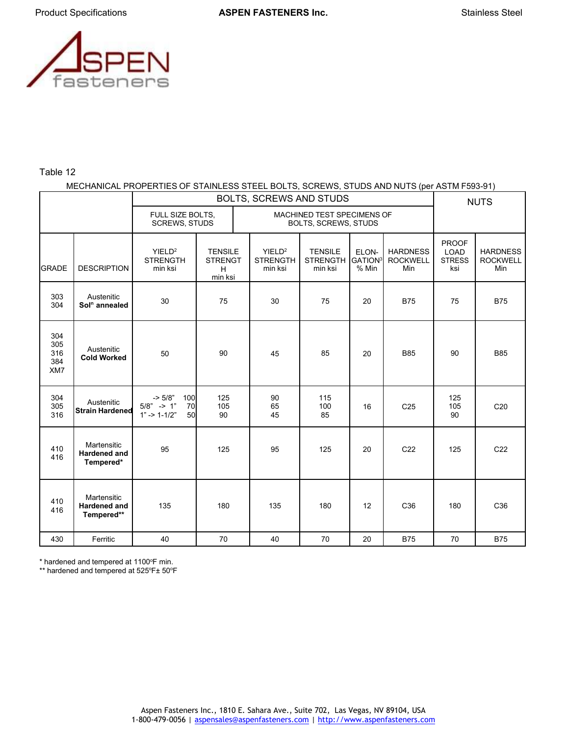Table 12

MECHANICAL PROPERTIES OF STAINLESS STEEL BOLTS, SCREWS, STUDS AND NUTS (per ASTM F593-91)

| | | BOLTS, SCREWS AND STUDS | | | | | | NUTS | |
|---|---|---|---|---|---|---|---|---|---|
| | | FULL SIZE BOLTS, SCREWS, STUDS | | MACHINED TEST SPECIMENS OF BOLTS, SCREWS, STUDS | | | | | |
| GRADE | DESCRIPTION | YIELD[2] STRENGTH min ksi | TENSILE STRENGTH min ksi | YIELD[2] STRENGTH min ksi | TENSILE STRENGTH min ksi | ELONGATION[3] % Min | HARDNESS ROCKWELL Min | PROOF LOAD STRESS ksi | HARDNESS ROCKWELL Min |
| 303<br>304 | Austenitic **Sol$^n$ annealed** | 30 | 75 | 30 | 75 | 20 | B75 | 75 | B75 |
| 304<br>305<br>316<br>384<br>XM7 | Austenitic **Cold Worked** | 50 | 90 | 45 | 85 | 20 | B85 | 90 | B85 |
| 304<br>305<br>316 | Austenitic **Strain Hardened** | -> 5/8" 100<br>5/8" -> 1" 70<br>1" -> 1-1/2" 50 | 125<br>105<br>90 | 90<br>65<br>45 | 115<br>100<br>85 | 16 | C25 | 125<br>105<br>90 | C20 |
| 410<br>416 | Martensitic **Hardened and Tempered*** | 95 | 125 | 95 | 125 | 20 | C22 | 125 | C22 |
| 410<br>416 | Martensitic **Hardened and Tempered**** | 135 | 180 | 135 | 180 | 12 | C36 | 180 | C36 |
| 430 | Ferritic | 40 | 70 | 40 | 70 | 20 | B75 | 70 | B75 |

\* hardened and tempered at 1100ºF min.
\** hardened and tempered at 525ºF± 50ºF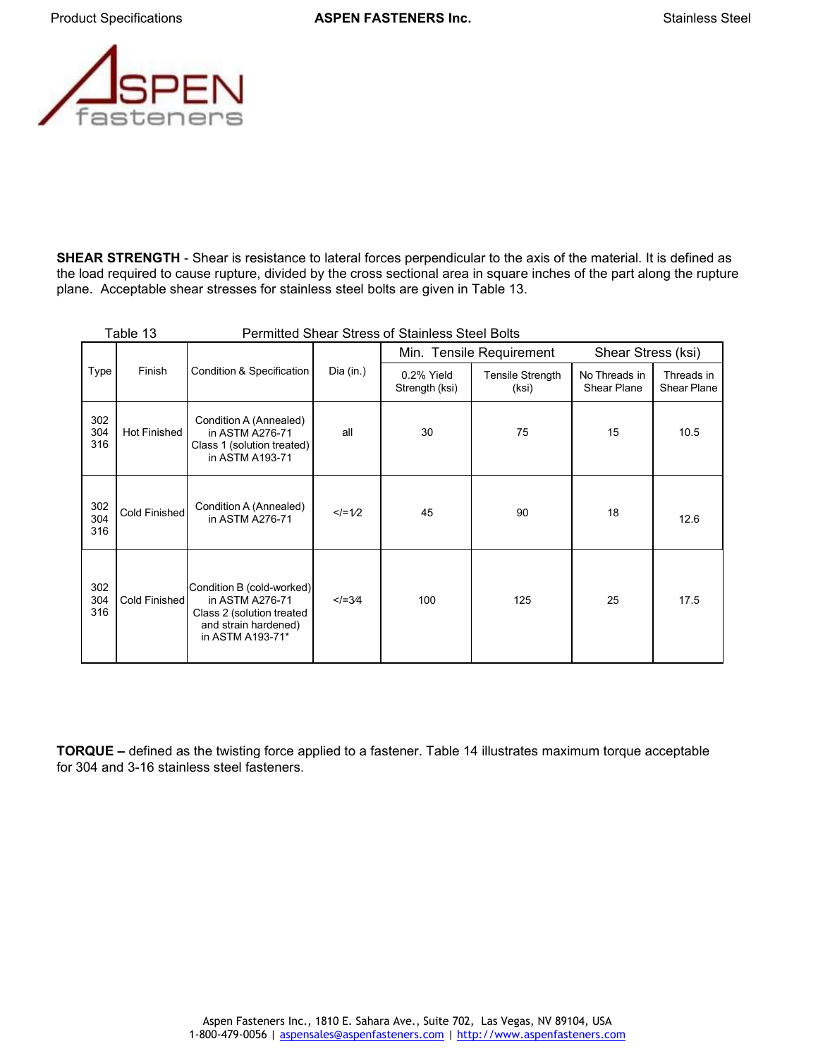**SHEAR STRENGTH** - Shear is resistance to lateral forces perpendicular to the axis of the material. It is defined as the load required to cause rupture, divided by the cross sectional area in square inches of the part along the rupture plane. Acceptable shear stresses for stainless steel bolts are given in Table 13.

Table 13 Permitted Shear Stress of Stainless Steel Bolts

| Type | Finish | Condition & Specification | Dia (in.) | Min. Tensile Requirement | | Shear Stress (ksi) | |
|---|---|---|---|---|---|---|---|
| | | | | 0.2% Yield Strength (ksi) | Tensile Strength (ksi) | No Threads in Shear Plane | Threads in Shear Plane |
| 302 304 316 | Hot Finished | Condition A (Annealed) in ASTM A276-71 Class 1 (solution treated) in ASTM A193-71 | all | 30 | 75 | 15 | 10.5 |
| 302 304 316 | Cold Finished | Condition A (Annealed) in ASTM A276-71 | </=1⁄2 | 45 | 90 | 18 | 12.6 |
| 302 304 316 | Cold Finished | Condition B (cold-worked) in ASTM A276-71 Class 2 (solution treated and strain hardened) in ASTM A193-71* | </=3⁄4 | 100 | 125 | 25 | 17.5 |

**TORQUE –** defined as the twisting force applied to a fastener. Table 14 illustrates maximum torque acceptable for 304 and 3-16 stainless steel fasteners.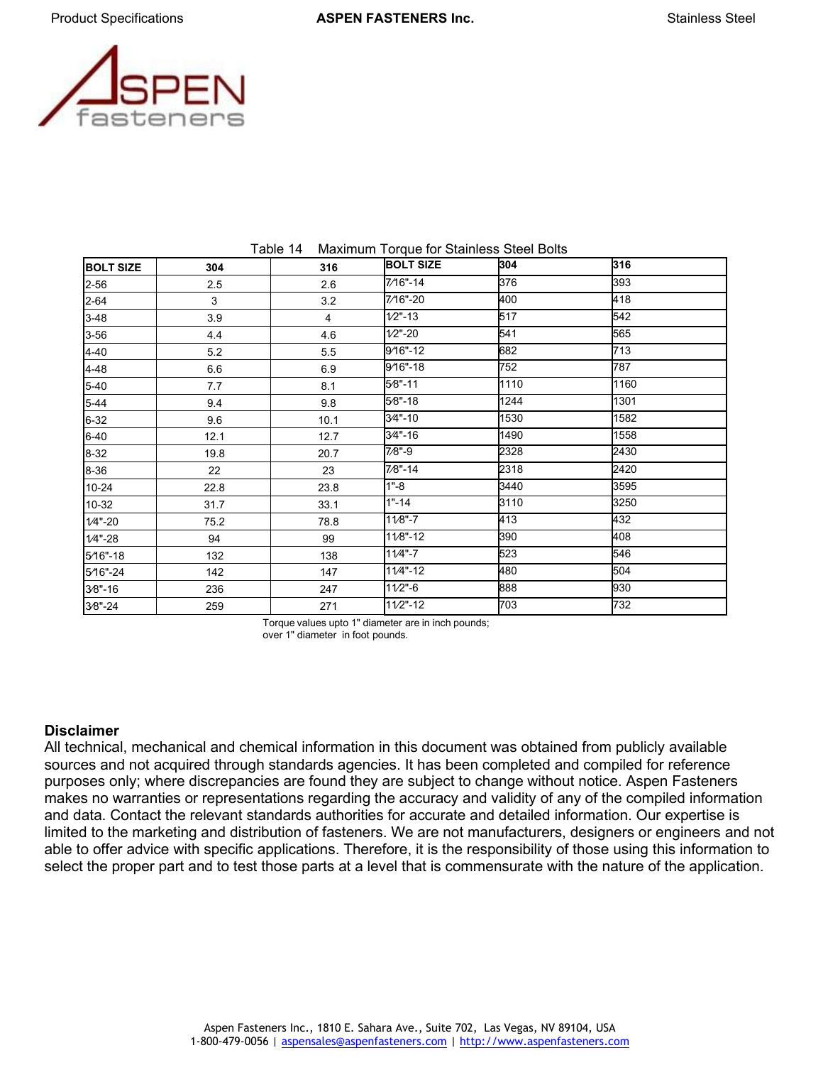Table 14 Maximum Torque for Stainless Steel Bolts

| BOLT SIZE | 304 | 316 | BOLT SIZE | 304 | 316 |
|---|---|---|---|---|---|
| 2-56 | 2.5 | 2.6 | 7⁄16"-14 | 376 | 393 |
| 2-64 | 3 | 3.2 | 7⁄16"-20 | 400 | 418 |
| 3-48 | 3.9 | 4 | 1⁄2"-13 | 517 | 542 |
| 3-56 | 4.4 | 4.6 | 1⁄2"-20 | 541 | 565 |
| 4-40 | 5.2 | 5.5 | 9⁄16"-12 | 682 | 713 |
| 4-48 | 6.6 | 6.9 | 9⁄16"-18 | 752 | 787 |
| 5-40 | 7.7 | 8.1 | 5⁄8"-11 | 1110 | 1160 |
| 5-44 | 9.4 | 9.8 | 5⁄8"-18 | 1244 | 1301 |
| 6-32 | 9.6 | 10.1 | 3⁄4"-10 | 1530 | 1582 |
| 6-40 | 12.1 | 12.7 | 3⁄4"-16 | 1490 | 1558 |
| 8-32 | 19.8 | 20.7 | 7⁄8"-9 | 2328 | 2430 |
| 8-36 | 22 | 23 | 7⁄8"-14 | 2318 | 2420 |
| 10-24 | 22.8 | 23.8 | 1"-8 | 3440 | 3595 |
| 10-32 | 31.7 | 33.1 | 1"-14 | 3110 | 3250 |
| 1⁄4"-20 | 75.2 | 78.8 | 11⁄8"-7 | 413 | 432 |
| 1⁄4"-28 | 94 | 99 | 11⁄8"-12 | 390 | 408 |
| 5⁄16"-18 | 132 | 138 | 11⁄4"-7 | 523 | 546 |
| 5⁄16"-24 | 142 | 147 | 11⁄4"-12 | 480 | 504 |
| 3⁄8"-16 | 236 | 247 | 11⁄2"-6 | 888 | 930 |
| 3⁄8"-24 | 259 | 271 | 11⁄2"-12 | 703 | 732 |

Torque values upto 1" diameter are in inch pounds;
over 1" diameter in foot pounds.

**Disclaimer**

All technical, mechanical and chemical information in this document was obtained from publicly available sources and not acquired through standards agencies. It has been completed and compiled for reference purposes only; where discrepancies are found they are subject to change without notice. Aspen Fasteners makes no warranties or representations regarding the accuracy and validity of any of the compiled information and data. Contact the relevant standards authorities for accurate and detailed information. Our expertise is limited to the marketing and distribution of fasteners. We are not manufacturers, designers or engineers and not able to offer advice with specific applications. Therefore, it is the responsibility of those using this information to select the proper part and to test those parts at a level that is commensurate with the nature of the application.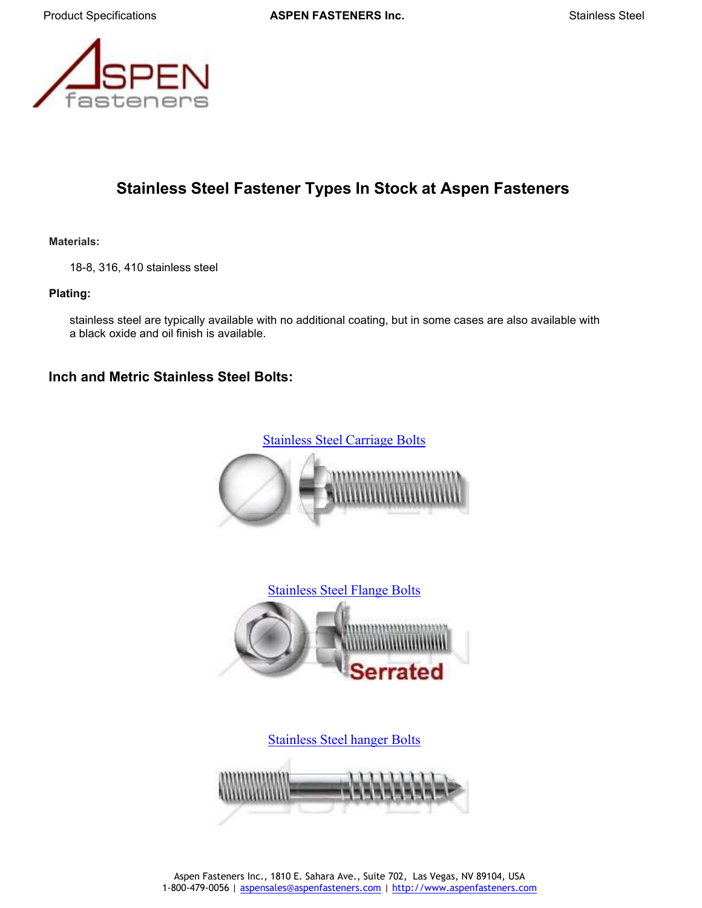# Stainless Steel Fastener Types In Stock at Aspen Fasteners

**Materials:**

18-8, 316, 410 stainless steel

**Plating:**

stainless steel are typically available with no additional coating, but in some cases are also available with a black oxide and oil finish is available.

## Inch and Metric Stainless Steel Bolts:

[Stainless Steel Carriage Bolts]

[Stainless Steel Flange Bolts]

Serrated

[Stainless Steel hanger Bolts]

Aspen Fasteners Inc., 1810 E. Sahara Ave., Suite 702, Las Vegas, NV 89104, USA
1-800-479-0056 | aspensales@aspenfasteners.com | http://www.aspenfasteners.com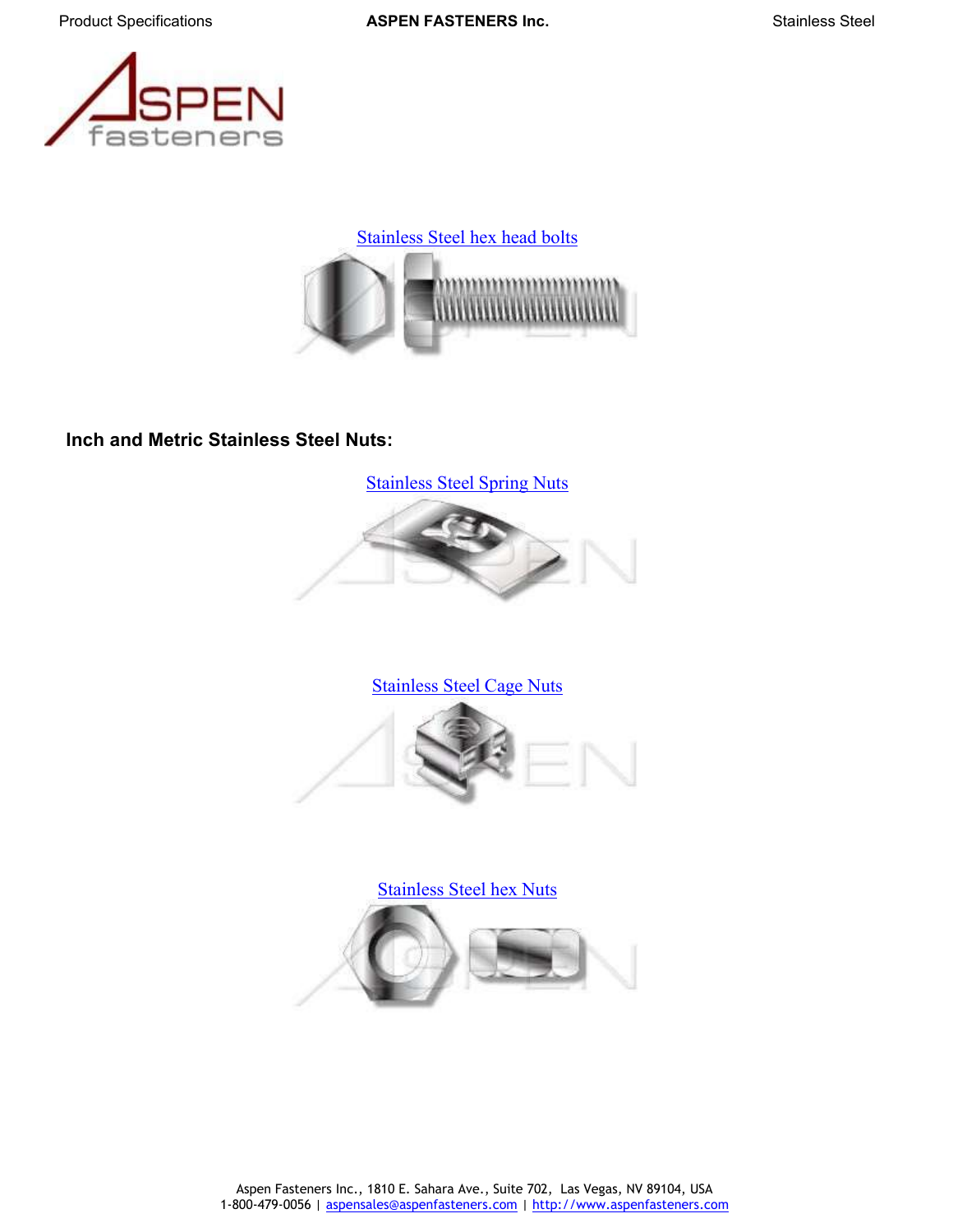Stainless Steel hex head bolts

**Inch and Metric Stainless Steel Nuts:**

Stainless Steel Spring Nuts

Stainless Steel Cage Nuts

Stainless Steel hex Nuts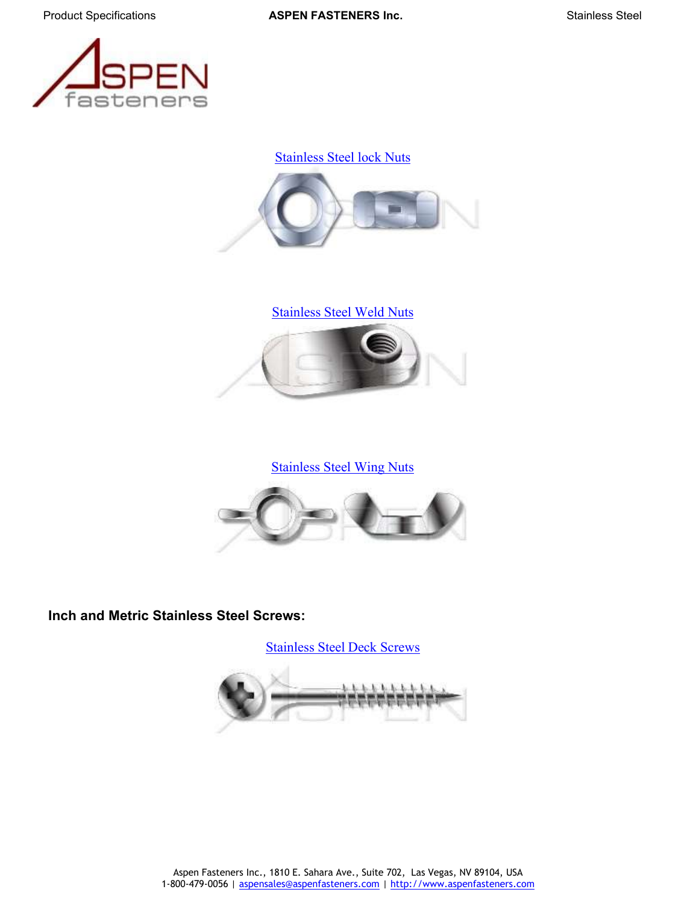[Stainless Steel lock Nuts](#)

[Stainless Steel Weld Nuts](#)

[Stainless Steel Wing Nuts](#)

## Inch and Metric Stainless Steel Screws:

[Stainless Steel Deck Screws](#)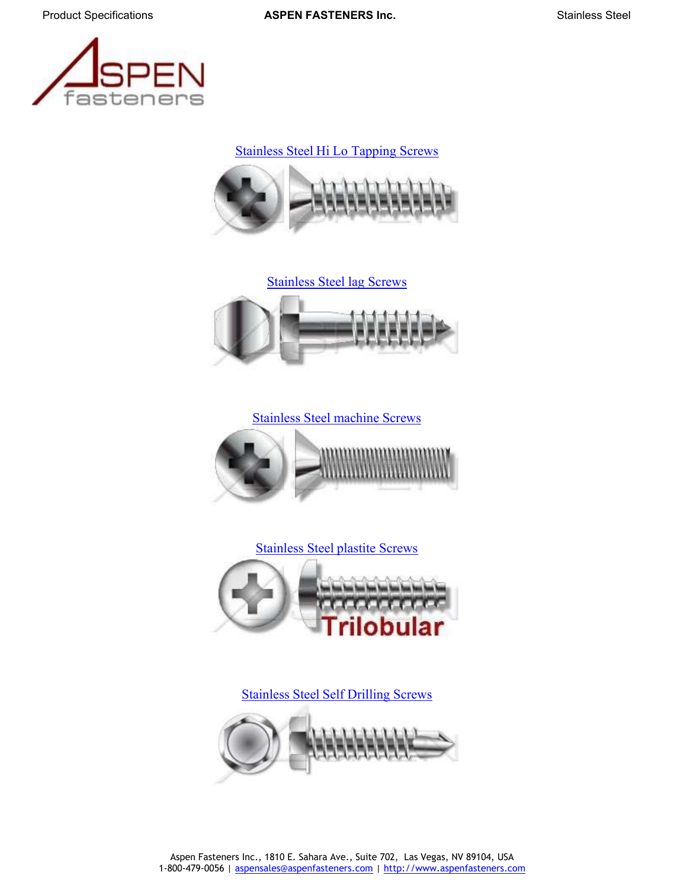[Stainless Steel Hi Lo Tapping Screws](#)

[Stainless Steel lag Screws](#)

[Stainless Steel machine Screws](#)

[Stainless Steel plastite Screws](#)

[Stainless Steel Self Drilling Screws](#)

Aspen Fasteners Inc., 1810 E. Sahara Ave., Suite 702, Las Vegas, NV 89104, USA
1-800-479-0056 | aspensales@aspenfasteners.com | http://www.aspenfasteners.com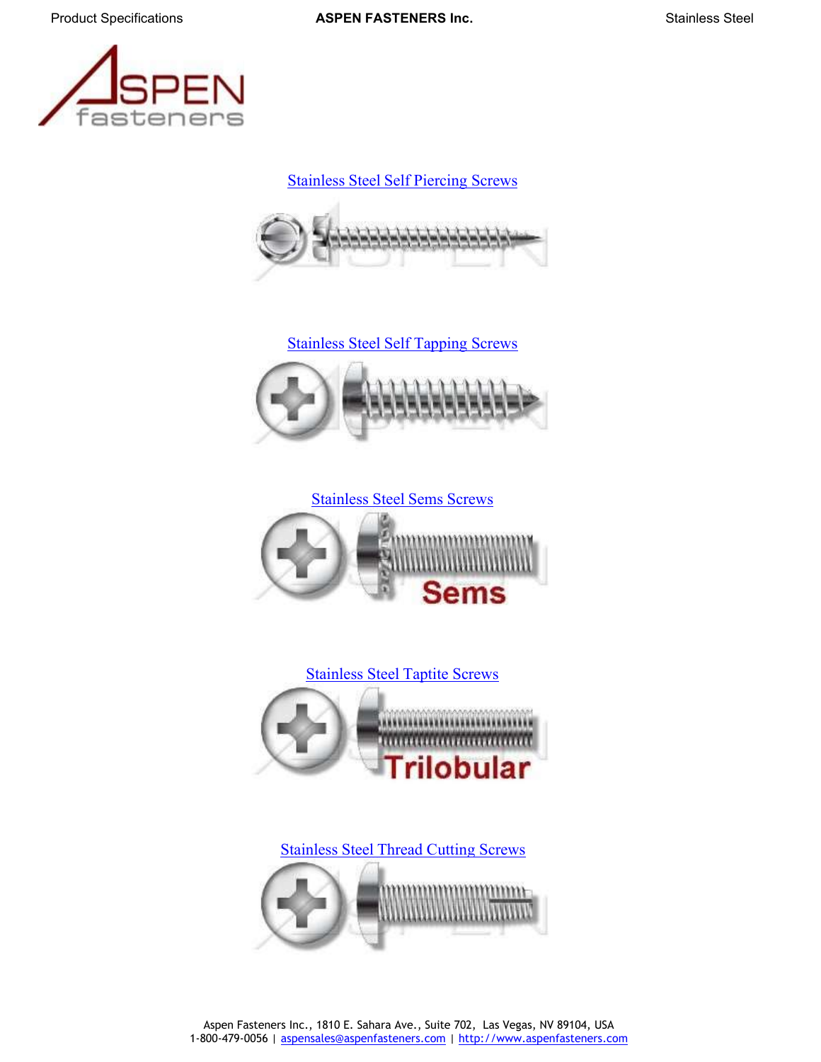[Stainless Steel Self Piercing Screws](#)

[Stainless Steel Self Tapping Screws](#)

[Stainless Steel Sems Screws](#)

[Stainless Steel Taptite Screws](#)

[Stainless Steel Thread Cutting Screws](#)

Aspen Fasteners Inc., 1810 E. Sahara Ave., Suite 702, Las Vegas, NV 89104, USA
1-800-479-0056 | aspensales@aspenfasteners.com | http://www.aspenfasteners.com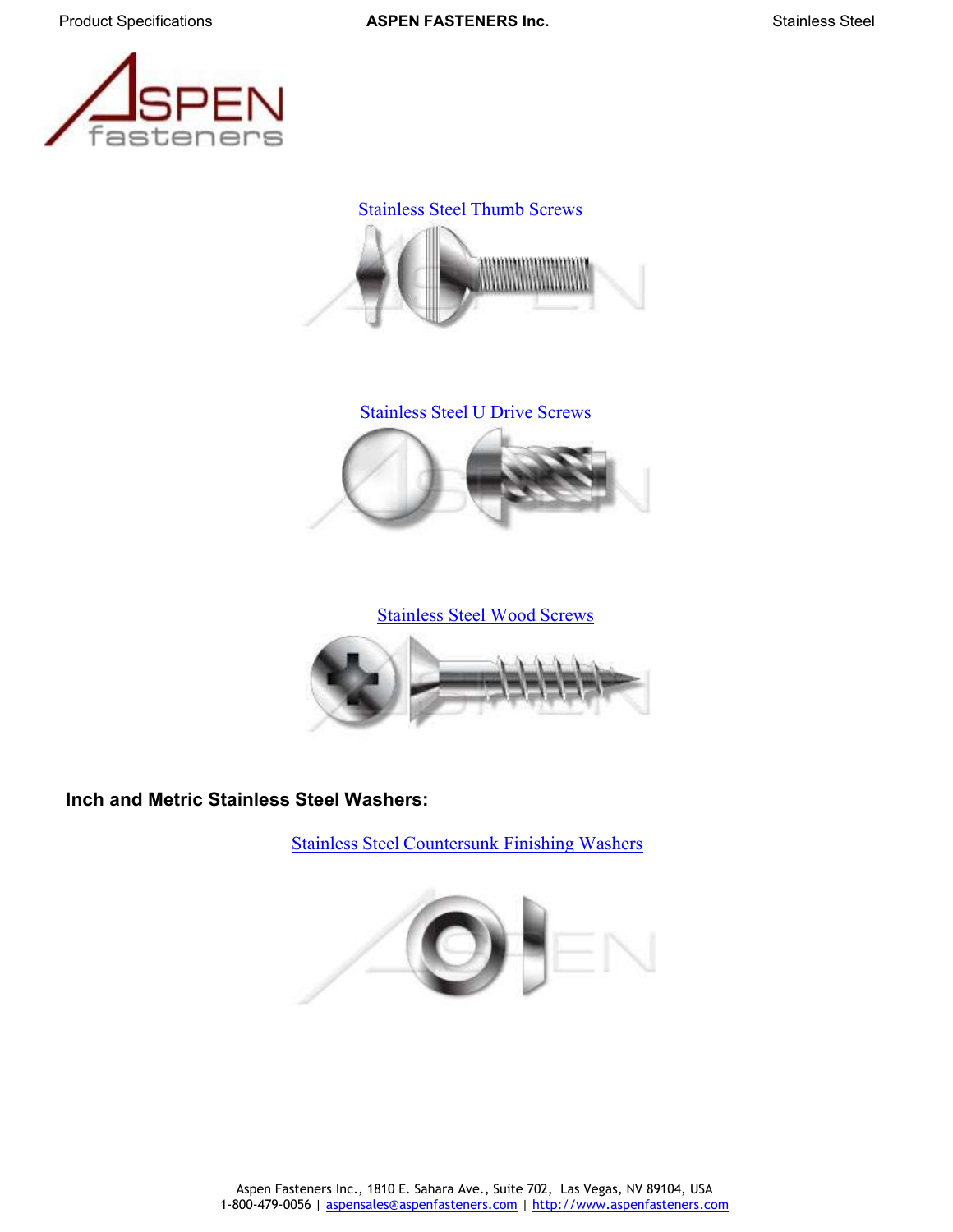[Stainless Steel Thumb Screws]

[Stainless Steel U Drive Screws]

[Stainless Steel Wood Screws]

**Inch and Metric Stainless Steel Washers:**

[Stainless Steel Countersunk Finishing Washers]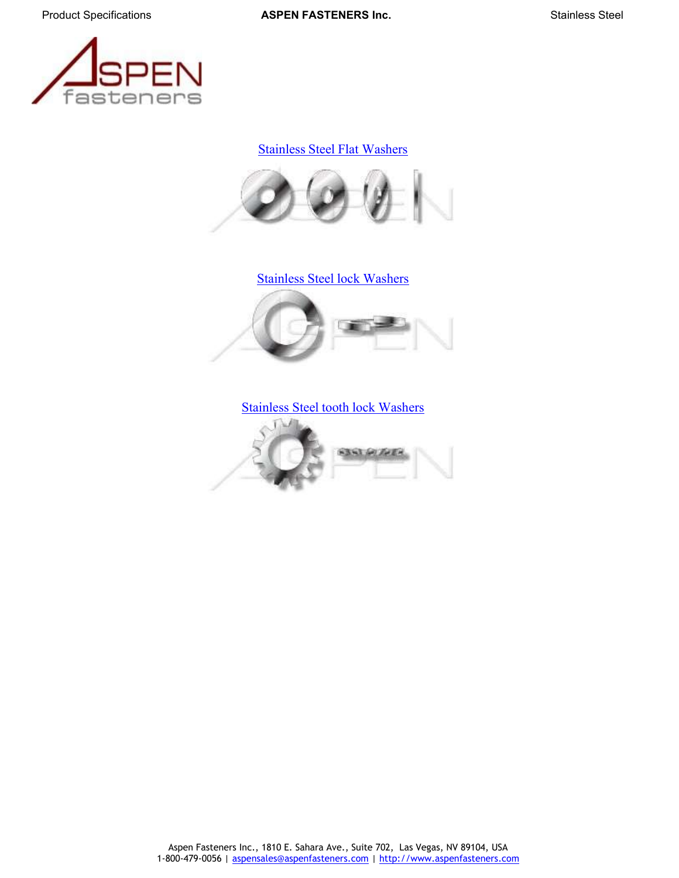[Stainless Steel Flat Washers]

[Stainless Steel lock Washers]

[Stainless Steel tooth lock Washers]

Aspen Fasteners Inc., 1810 E. Sahara Ave., Suite 702, Las Vegas, NV 89104, USA
1-800-479-0056 | aspensales@aspenfasteners.com | http://www.aspenfasteners.com